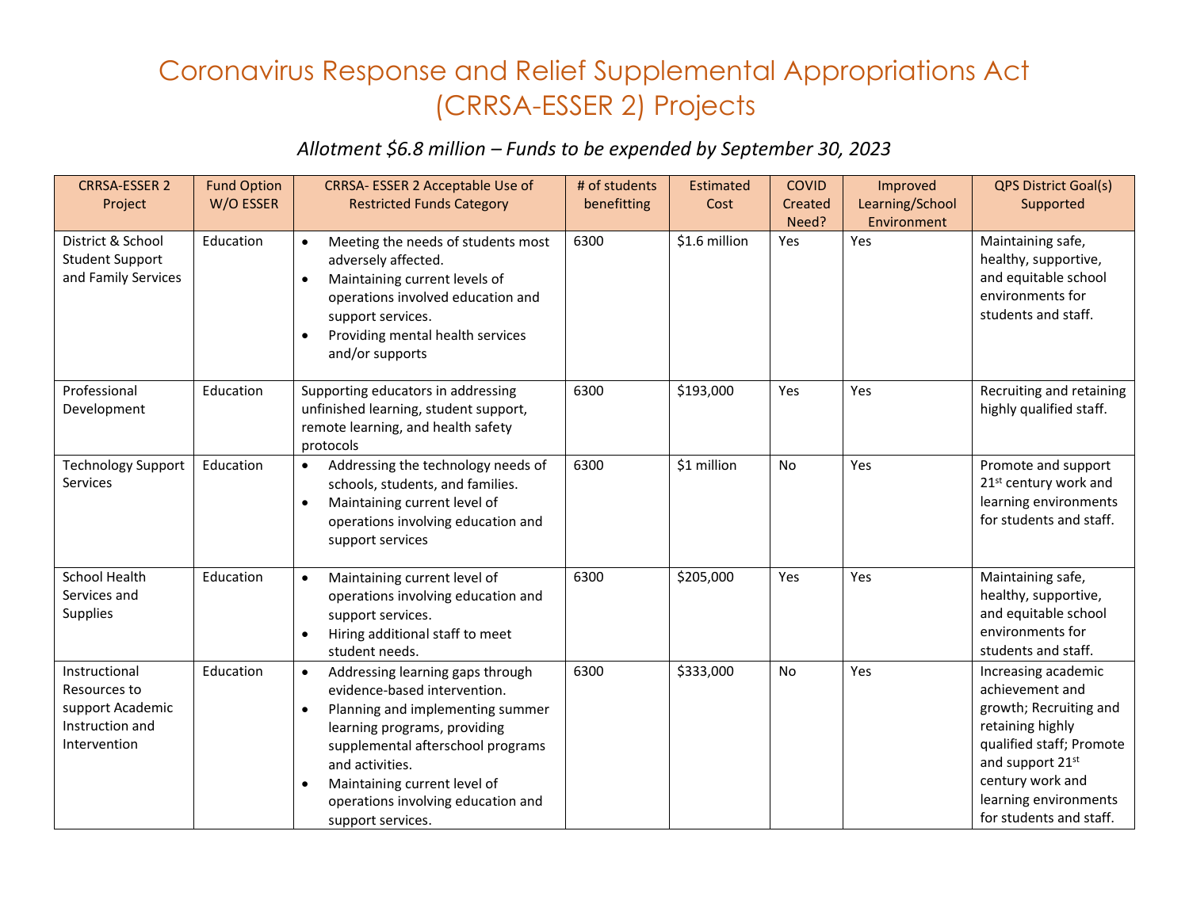# Coronavirus Response and Relief Supplemental Appropriations Act (CRRSA-ESSER 2) Projects

*Allotment $6.8 million – Funds to be expended by September 30, 2023*

| CRRSA-ESSER 2 Project | Fund Option W/O ESSER | CRRSA- ESSER 2 Acceptable Use of Restricted Funds Category | # of students benefitting | Estimated Cost | COVID Created Need? | Improved Learning/School Environment | QPS District Goal(s) Supported |
|---|---|---|---|---|---|---|---|
| District & School Student Support and Family Services | Education | • Meeting the needs of students most adversely affected.<br>• Maintaining current levels of operations involved education and support services.<br>• Providing mental health services and/or supports | 6300 | $1.6 million | Yes | Yes | Maintaining safe, healthy, supportive, and equitable school environments for students and staff. |
| Professional Development | Education | Supporting educators in addressing unfinished learning, student support, remote learning, and health safety protocols | 6300 | $193,000 | Yes | Yes | Recruiting and retaining highly qualified staff. |
| Technology Support Services | Education | • Addressing the technology needs of schools, students, and families.<br>• Maintaining current level of operations involving education and support services | 6300 | $1 million | No | Yes | Promote and support 21st century work and learning environments for students and staff. |
| School Health Services and Supplies | Education | • Maintaining current level of operations involving education and support services.<br>• Hiring additional staff to meet student needs. | 6300 | $205,000 | Yes | Yes | Maintaining safe, healthy, supportive, and equitable school environments for students and staff. |
| Instructional Resources to support Academic Instruction and Intervention | Education | • Addressing learning gaps through evidence-based intervention.<br>• Planning and implementing summer learning programs, providing supplemental afterschool programs and activities.<br>• Maintaining current level of operations involving education and support services. | 6300 | $333,000 | No | Yes | Increasing academic achievement and growth; Recruiting and retaining highly qualified staff; Promote and support 21st century work and learning environments for students and staff. |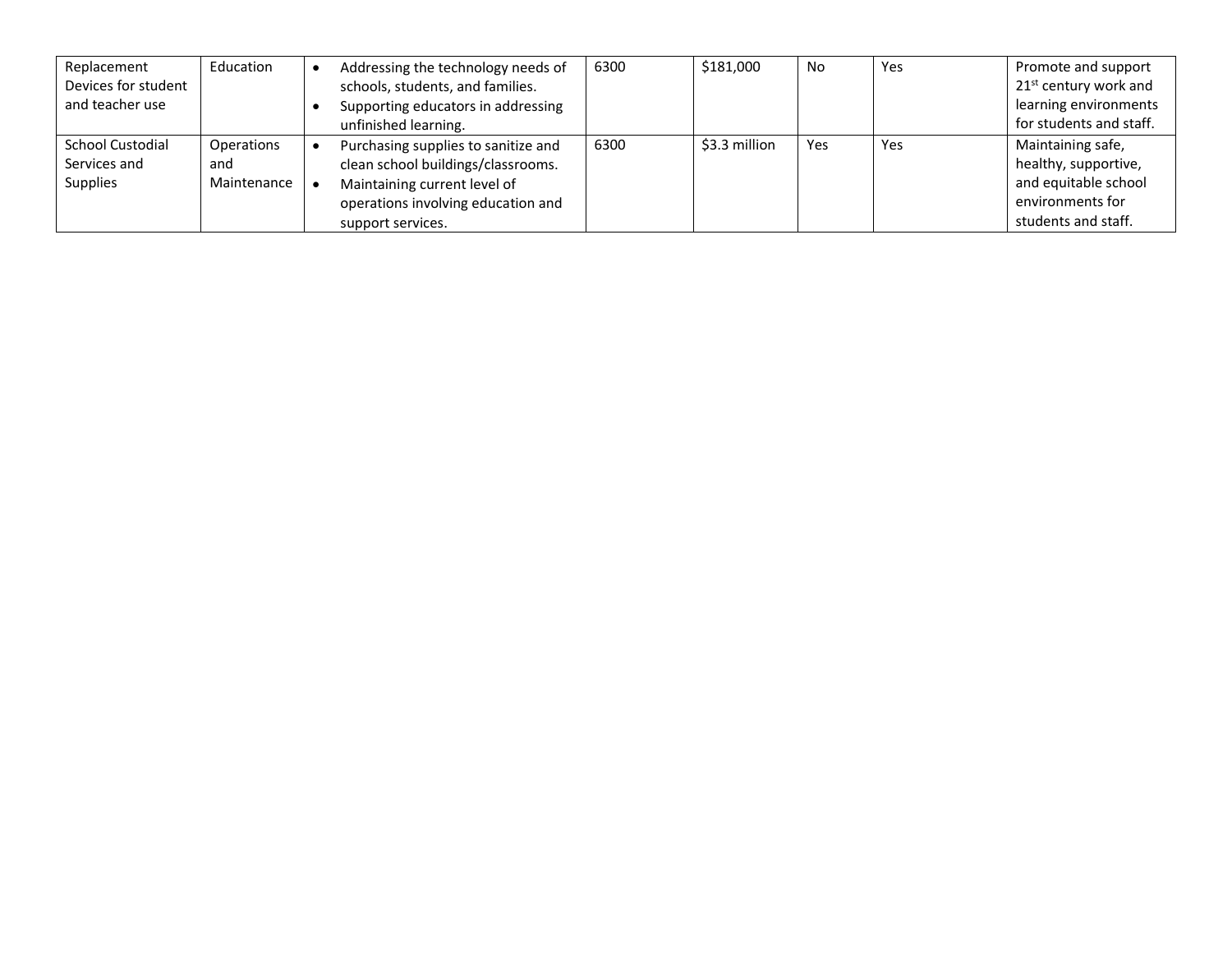| | | | | | | | |
|---|---|---|---|---|---|---|---|
| Replacement Devices for student and teacher use | Education | • Addressing the technology needs of schools, students, and families.<br>• Supporting educators in addressing unfinished learning. | 6300 | $181,000 | No | Yes | Promote and support 21st century work and learning environments for students and staff. |
| School Custodial Services and Supplies | Operations and Maintenance | • Purchasing supplies to sanitize and clean school buildings/classrooms.<br>• Maintaining current level of operations involving education and support services. | 6300 | $3.3 million | Yes | Yes | Maintaining safe, healthy, supportive, and equitable school environments for students and staff. |